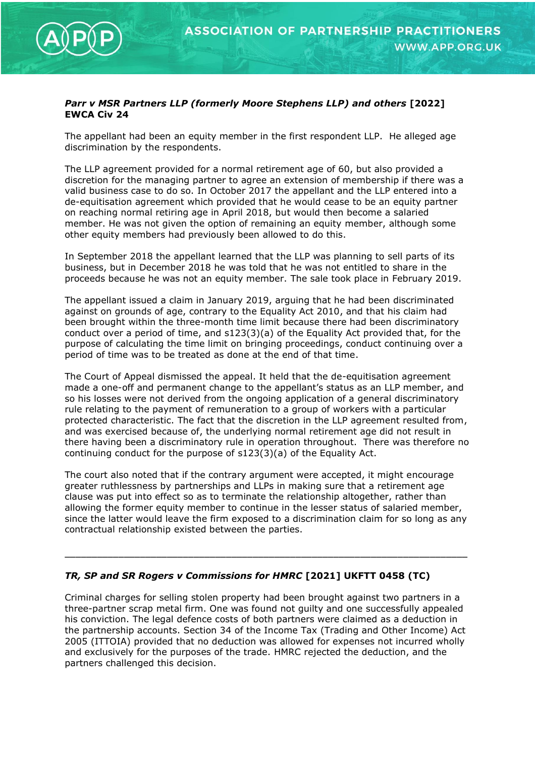### *Parr v MSR Partners LLP (formerly Moore Stephens LLP) and others* [2022] EWCA Civ 24

The appellant had been an equity member in the first respondent LLP. He alleged age discrimination by the respondents.

The LLP agreement provided for a normal retirement age of 60, but also provided a discretion for the managing partner to agree an extension of membership if there was a valid business case to do so. In October 2017 the appellant and the LLP entered into a de-equitisation agreement which provided that he would cease to be an equity partner on reaching normal retiring age in April 2018, but would then become a salaried member. He was not given the option of remaining an equity member, although some other equity members had previously been allowed to do this.

In September 2018 the appellant learned that the LLP was planning to sell parts of its business, but in December 2018 he was told that he was not entitled to share in the proceeds because he was not an equity member. The sale took place in February 2019.

The appellant issued a claim in January 2019, arguing that he had been discriminated against on grounds of age, contrary to the Equality Act 2010, and that his claim had been brought within the three-month time limit because there had been discriminatory conduct over a period of time, and s123(3)(a) of the Equality Act provided that, for the purpose of calculating the time limit on bringing proceedings, conduct continuing over a period of time was to be treated as done at the end of that time.

The Court of Appeal dismissed the appeal. It held that the de-equitisation agreement made a one-off and permanent change to the appellant's status as an LLP member, and so his losses were not derived from the ongoing application of a general discriminatory rule relating to the payment of remuneration to a group of workers with a particular protected characteristic. The fact that the discretion in the LLP agreement resulted from, and was exercised because of, the underlying normal retirement age did not result in there having been a discriminatory rule in operation throughout. There was therefore no continuing conduct for the purpose of s123(3)(a) of the Equality Act.

The court also noted that if the contrary argument were accepted, it might encourage greater ruthlessness by partnerships and LLPs in making sure that a retirement age clause was put into effect so as to terminate the relationship altogether, rather than allowing the former equity member to continue in the lesser status of salaried member, since the latter would leave the firm exposed to a discrimination claim for so long as any contractual relationship existed between the parties.

---

### *TR, SP and SR Rogers v Commissions for HMRC* [2021] UKFTT 0458 (TC)

Criminal charges for selling stolen property had been brought against two partners in a three-partner scrap metal firm. One was found not guilty and one successfully appealed his conviction. The legal defence costs of both partners were claimed as a deduction in the partnership accounts. Section 34 of the Income Tax (Trading and Other Income) Act 2005 (ITTOIA) provided that no deduction was allowed for expenses not incurred wholly and exclusively for the purposes of the trade. HMRC rejected the deduction, and the partners challenged this decision.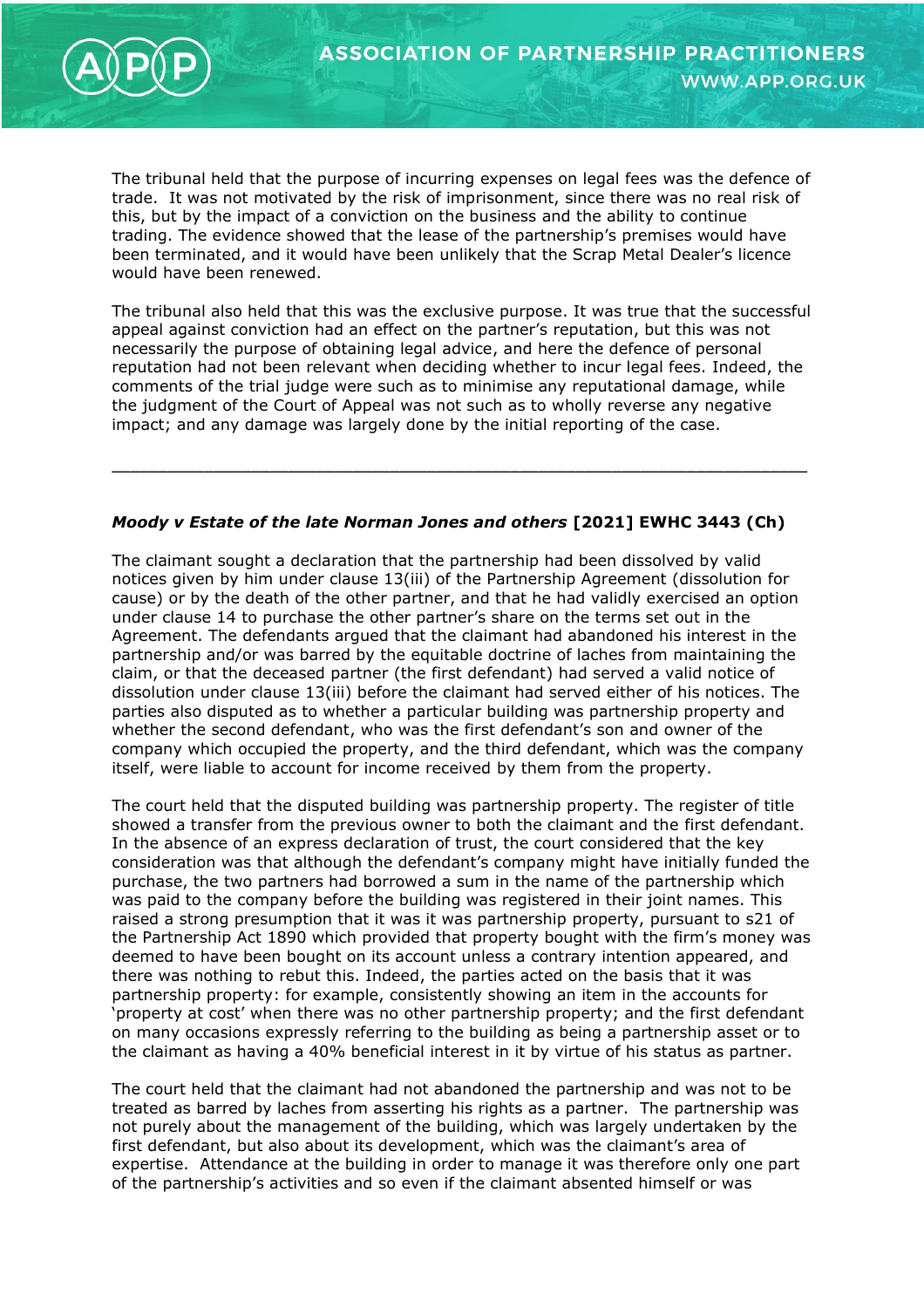The tribunal held that the purpose of incurring expenses on legal fees was the defence of trade. It was not motivated by the risk of imprisonment, since there was no real risk of this, but by the impact of a conviction on the business and the ability to continue trading. The evidence showed that the lease of the partnership's premises would have been terminated, and it would have been unlikely that the Scrap Metal Dealer's licence would have been renewed.

The tribunal also held that this was the exclusive purpose. It was true that the successful appeal against conviction had an effect on the partner's reputation, but this was not necessarily the purpose of obtaining legal advice, and here the defence of personal reputation had not been relevant when deciding whether to incur legal fees. Indeed, the comments of the trial judge were such as to minimise any reputational damage, while the judgment of the Court of Appeal was not such as to wholly reverse any negative impact; and any damage was largely done by the initial reporting of the case.

---

### *Moody v Estate of the late Norman Jones and others* [2021] EWHC 3443 (Ch)

The claimant sought a declaration that the partnership had been dissolved by valid notices given by him under clause 13(iii) of the Partnership Agreement (dissolution for cause) or by the death of the other partner, and that he had validly exercised an option under clause 14 to purchase the other partner's share on the terms set out in the Agreement. The defendants argued that the claimant had abandoned his interest in the partnership and/or was barred by the equitable doctrine of laches from maintaining the claim, or that the deceased partner (the first defendant) had served a valid notice of dissolution under clause 13(iii) before the claimant had served either of his notices. The parties also disputed as to whether a particular building was partnership property and whether the second defendant, who was the first defendant's son and owner of the company which occupied the property, and the third defendant, which was the company itself, were liable to account for income received by them from the property.

The court held that the disputed building was partnership property. The register of title showed a transfer from the previous owner to both the claimant and the first defendant. In the absence of an express declaration of trust, the court considered that the key consideration was that although the defendant's company might have initially funded the purchase, the two partners had borrowed a sum in the name of the partnership which was paid to the company before the building was registered in their joint names. This raised a strong presumption that it was it was partnership property, pursuant to s21 of the Partnership Act 1890 which provided that property bought with the firm's money was deemed to have been bought on its account unless a contrary intention appeared, and there was nothing to rebut this. Indeed, the parties acted on the basis that it was partnership property: for example, consistently showing an item in the accounts for 'property at cost' when there was no other partnership property; and the first defendant on many occasions expressly referring to the building as being a partnership asset or to the claimant as having a 40% beneficial interest in it by virtue of his status as partner.

The court held that the claimant had not abandoned the partnership and was not to be treated as barred by laches from asserting his rights as a partner. The partnership was not purely about the management of the building, which was largely undertaken by the first defendant, but also about its development, which was the claimant's area of expertise. Attendance at the building in order to manage it was therefore only one part of the partnership's activities and so even if the claimant absented himself or was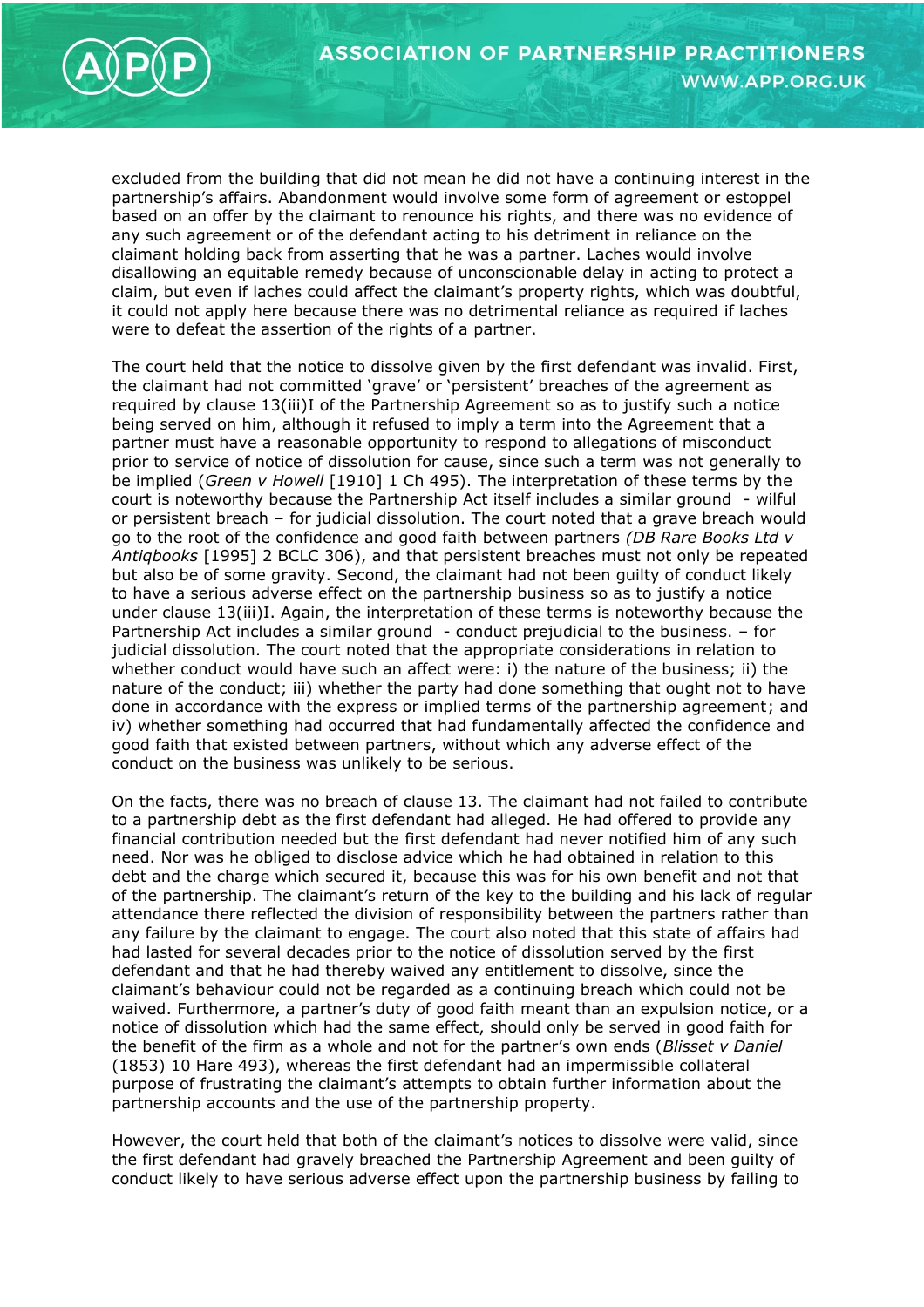excluded from the building that did not mean he did not have a continuing interest in the partnership's affairs. Abandonment would involve some form of agreement or estoppel based on an offer by the claimant to renounce his rights, and there was no evidence of any such agreement or of the defendant acting to his detriment in reliance on the claimant holding back from asserting that he was a partner. Laches would involve disallowing an equitable remedy because of unconscionable delay in acting to protect a claim, but even if laches could affect the claimant's property rights, which was doubtful, it could not apply here because there was no detrimental reliance as required if laches were to defeat the assertion of the rights of a partner.

The court held that the notice to dissolve given by the first defendant was invalid. First, the claimant had not committed 'grave' or 'persistent' breaches of the agreement as required by clause 13(iii)I of the Partnership Agreement so as to justify such a notice being served on him, although it refused to imply a term into the Agreement that a partner must have a reasonable opportunity to respond to allegations of misconduct prior to service of notice of dissolution for cause, since such a term was not generally to be implied (*Green v Howell* [1910] 1 Ch 495). The interpretation of these terms by the court is noteworthy because the Partnership Act itself includes a similar ground - wilful or persistent breach – for judicial dissolution. The court noted that a grave breach would go to the root of the confidence and good faith between partners *(DB Rare Books Ltd v Antiqbooks* [1995] 2 BCLC 306), and that persistent breaches must not only be repeated but also be of some gravity. Second, the claimant had not been guilty of conduct likely to have a serious adverse effect on the partnership business so as to justify a notice under clause 13(iii)I. Again, the interpretation of these terms is noteworthy because the Partnership Act includes a similar ground - conduct prejudicial to the business. – for judicial dissolution. The court noted that the appropriate considerations in relation to whether conduct would have such an affect were: i) the nature of the business; ii) the nature of the conduct; iii) whether the party had done something that ought not to have done in accordance with the express or implied terms of the partnership agreement; and iv) whether something had occurred that had fundamentally affected the confidence and good faith that existed between partners, without which any adverse effect of the conduct on the business was unlikely to be serious.

On the facts, there was no breach of clause 13. The claimant had not failed to contribute to a partnership debt as the first defendant had alleged. He had offered to provide any financial contribution needed but the first defendant had never notified him of any such need. Nor was he obliged to disclose advice which he had obtained in relation to this debt and the charge which secured it, because this was for his own benefit and not that of the partnership. The claimant's return of the key to the building and his lack of regular attendance there reflected the division of responsibility between the partners rather than any failure by the claimant to engage. The court also noted that this state of affairs had had lasted for several decades prior to the notice of dissolution served by the first defendant and that he had thereby waived any entitlement to dissolve, since the claimant's behaviour could not be regarded as a continuing breach which could not be waived. Furthermore, a partner's duty of good faith meant than an expulsion notice, or a notice of dissolution which had the same effect, should only be served in good faith for the benefit of the firm as a whole and not for the partner's own ends (*Blisset v Daniel* (1853) 10 Hare 493), whereas the first defendant had an impermissible collateral purpose of frustrating the claimant's attempts to obtain further information about the partnership accounts and the use of the partnership property.

However, the court held that both of the claimant's notices to dissolve were valid, since the first defendant had gravely breached the Partnership Agreement and been guilty of conduct likely to have serious adverse effect upon the partnership business by failing to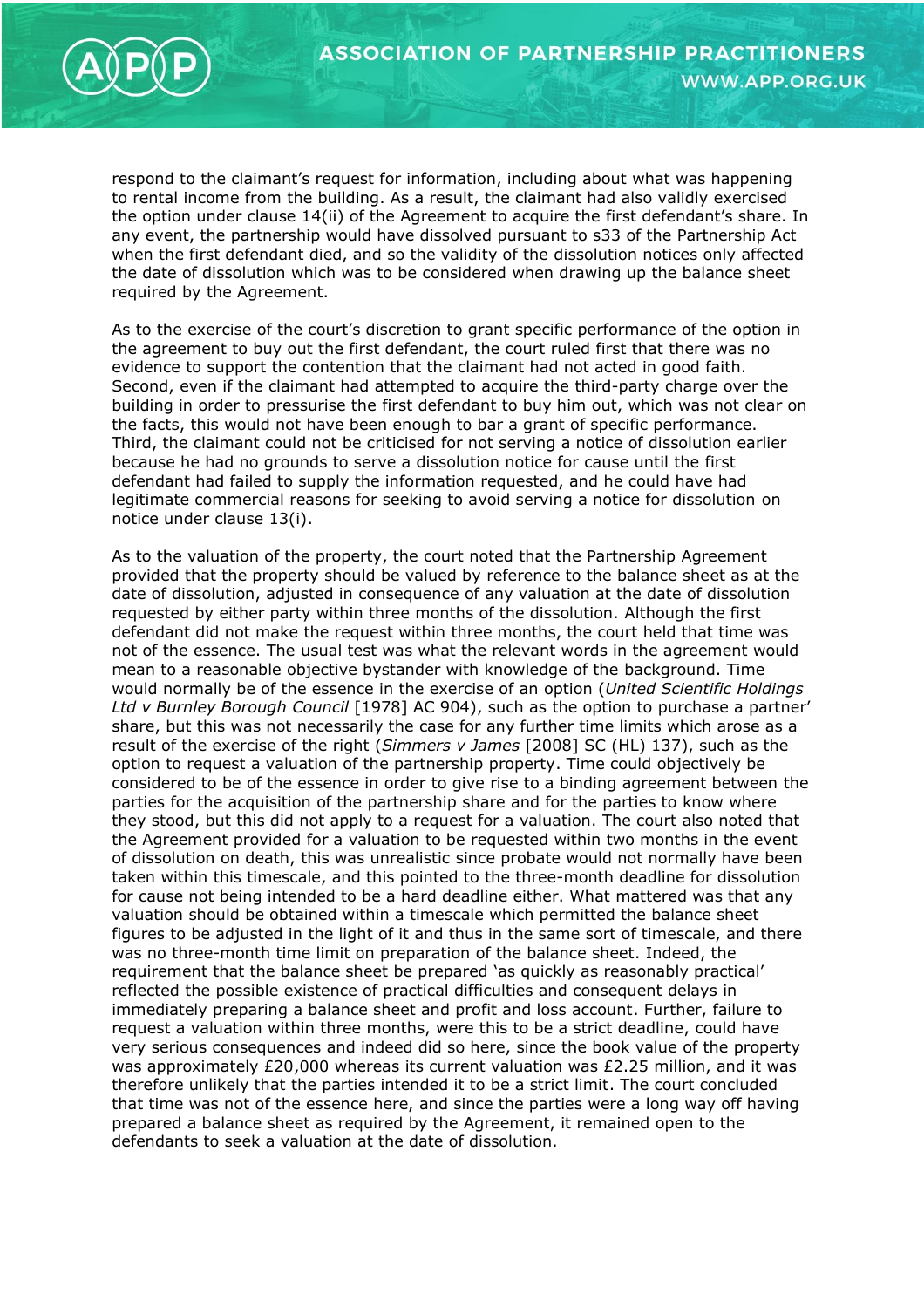respond to the claimant's request for information, including about what was happening to rental income from the building. As a result, the claimant had also validly exercised the option under clause 14(ii) of the Agreement to acquire the first defendant's share. In any event, the partnership would have dissolved pursuant to s33 of the Partnership Act when the first defendant died, and so the validity of the dissolution notices only affected the date of dissolution which was to be considered when drawing up the balance sheet required by the Agreement.

As to the exercise of the court's discretion to grant specific performance of the option in the agreement to buy out the first defendant, the court ruled first that there was no evidence to support the contention that the claimant had not acted in good faith. Second, even if the claimant had attempted to acquire the third-party charge over the building in order to pressurise the first defendant to buy him out, which was not clear on the facts, this would not have been enough to bar a grant of specific performance. Third, the claimant could not be criticised for not serving a notice of dissolution earlier because he had no grounds to serve a dissolution notice for cause until the first defendant had failed to supply the information requested, and he could have had legitimate commercial reasons for seeking to avoid serving a notice for dissolution on notice under clause 13(i).

As to the valuation of the property, the court noted that the Partnership Agreement provided that the property should be valued by reference to the balance sheet as at the date of dissolution, adjusted in consequence of any valuation at the date of dissolution requested by either party within three months of the dissolution. Although the first defendant did not make the request within three months, the court held that time was not of the essence. The usual test was what the relevant words in the agreement would mean to a reasonable objective bystander with knowledge of the background. Time would normally be of the essence in the exercise of an option (*United Scientific Holdings Ltd v Burnley Borough Council* [1978] AC 904), such as the option to purchase a partner' share, but this was not necessarily the case for any further time limits which arose as a result of the exercise of the right (*Simmers v James* [2008] SC (HL) 137), such as the option to request a valuation of the partnership property. Time could objectively be considered to be of the essence in order to give rise to a binding agreement between the parties for the acquisition of the partnership share and for the parties to know where they stood, but this did not apply to a request for a valuation. The court also noted that the Agreement provided for a valuation to be requested within two months in the event of dissolution on death, this was unrealistic since probate would not normally have been taken within this timescale, and this pointed to the three-month deadline for dissolution for cause not being intended to be a hard deadline either. What mattered was that any valuation should be obtained within a timescale which permitted the balance sheet figures to be adjusted in the light of it and thus in the same sort of timescale, and there was no three-month time limit on preparation of the balance sheet. Indeed, the requirement that the balance sheet be prepared 'as quickly as reasonably practical' reflected the possible existence of practical difficulties and consequent delays in immediately preparing a balance sheet and profit and loss account. Further, failure to request a valuation within three months, were this to be a strict deadline, could have very serious consequences and indeed did so here, since the book value of the property was approximately £20,000 whereas its current valuation was £2.25 million, and it was therefore unlikely that the parties intended it to be a strict limit. The court concluded that time was not of the essence here, and since the parties were a long way off having prepared a balance sheet as required by the Agreement, it remained open to the defendants to seek a valuation at the date of dissolution.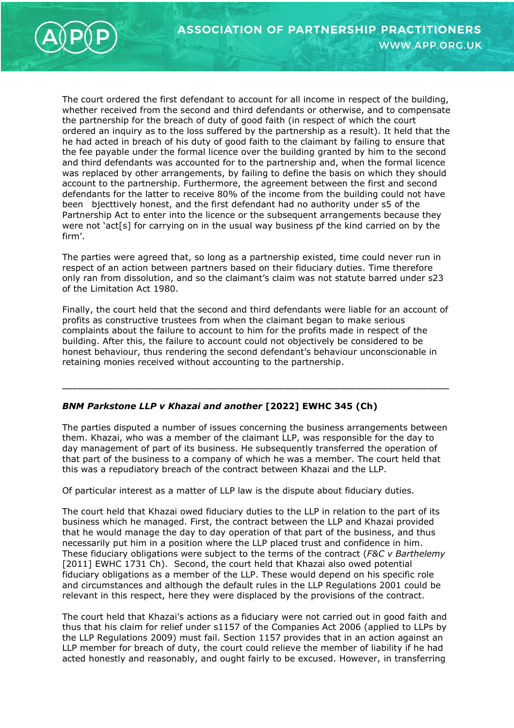The court ordered the first defendant to account for all income in respect of the building, whether received from the second and third defendants or otherwise, and to compensate the partnership for the breach of duty of good faith (in respect of which the court ordered an inquiry as to the loss suffered by the partnership as a result). It held that the he had acted in breach of his duty of good faith to the claimant by failing to ensure that the fee payable under the formal licence over the building granted by him to the second and third defendants was accounted for to the partnership and, when the formal licence was replaced by other arrangements, by failing to define the basis on which they should account to the partnership. Furthermore, the agreement between the first and second defendants for the latter to receive 80% of the income from the building could not have been bjecttively honest, and the first defendant had no authority under s5 of the Partnership Act to enter into the licence or the subsequent arrangements because they were not 'act[s] for carrying on in the usual way business pf the kind carried on by the firm'.

The parties were agreed that, so long as a partnership existed, time could never run in respect of an action between partners based on their fiduciary duties. Time therefore only ran from dissolution, and so the claimant's claim was not statute barred under s23 of the Limitation Act 1980.

Finally, the court held that the second and third defendants were liable for an account of profits as constructive trustees from when the claimant began to make serious complaints about the failure to account to him for the profits made in respect of the building. After this, the failure to account could not objectively be considered to be honest behaviour, thus rendering the second defendant's behaviour unconscionable in retaining monies received without accounting to the partnership.

---

### ***BNM Parkstone LLP v Khazai and another* [2022] EWHC 345 (Ch)**

The parties disputed a number of issues concerning the business arrangements between them. Khazai, who was a member of the claimant LLP, was responsible for the day to day management of part of its business. He subsequently transferred the operation of that part of the business to a company of which he was a member. The court held that this was a repudiatory breach of the contract between Khazai and the LLP.

Of particular interest as a matter of LLP law is the dispute about fiduciary duties.

The court held that Khazai owed fiduciary duties to the LLP in relation to the part of its business which he managed. First, the contract between the LLP and Khazai provided that he would manage the day to day operation of that part of the business, and thus necessarily put him in a position where the LLP placed trust and confidence in him. These fiduciary obligations were subject to the terms of the contract (*F&C v Barthelemy* [2011] EWHC 1731 Ch). Second, the court held that Khazai also owed potential fiduciary obligations as a member of the LLP. These would depend on his specific role and circumstances and although the default rules in the LLP Regulations 2001 could be relevant in this respect, here they were displaced by the provisions of the contract.

The court held that Khazai's actions as a fiduciary were not carried out in good faith and thus that his claim for relief under s1157 of the Companies Act 2006 (applied to LLPs by the LLP Regulations 2009) must fail. Section 1157 provides that in an action against an LLP member for breach of duty, the court could relieve the member of liability if he had acted honestly and reasonably, and ought fairly to be excused. However, in transferring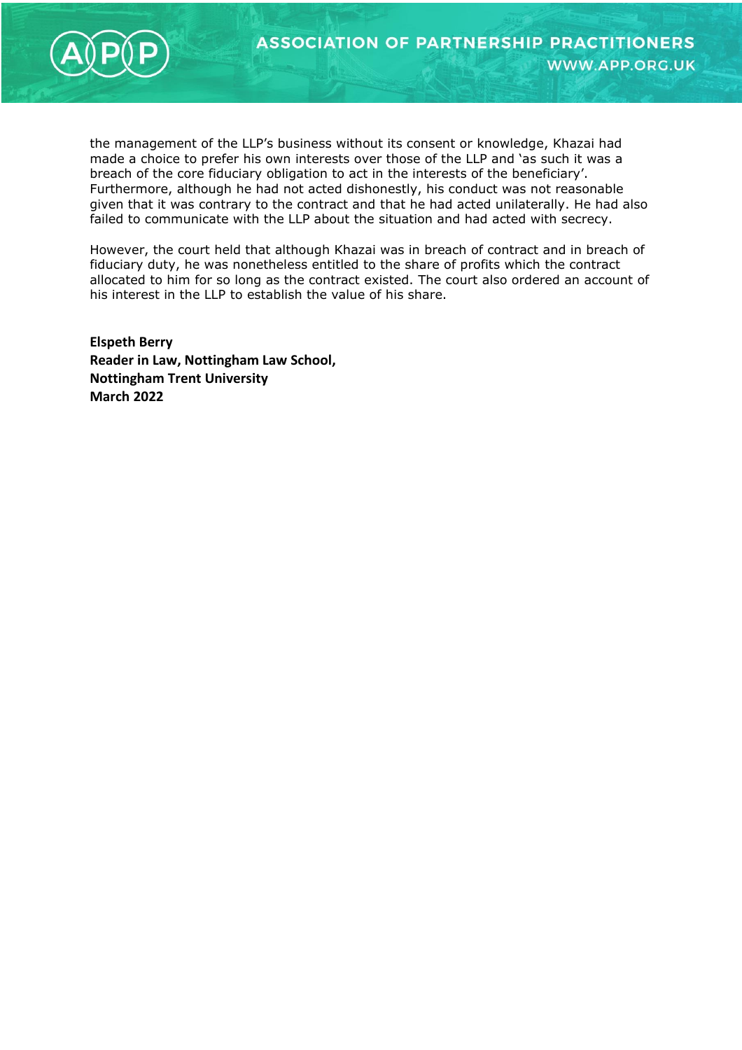the management of the LLP's business without its consent or knowledge, Khazai had made a choice to prefer his own interests over those of the LLP and 'as such it was a breach of the core fiduciary obligation to act in the interests of the beneficiary'. Furthermore, although he had not acted dishonestly, his conduct was not reasonable given that it was contrary to the contract and that he had acted unilaterally. He had also failed to communicate with the LLP about the situation and had acted with secrecy.

However, the court held that although Khazai was in breach of contract and in breach of fiduciary duty, he was nonetheless entitled to the share of profits which the contract allocated to him for so long as the contract existed. The court also ordered an account of his interest in the LLP to establish the value of his share.

**Elspeth Berry**
**Reader in Law, Nottingham Law School,**
**Nottingham Trent University**
**March 2022**